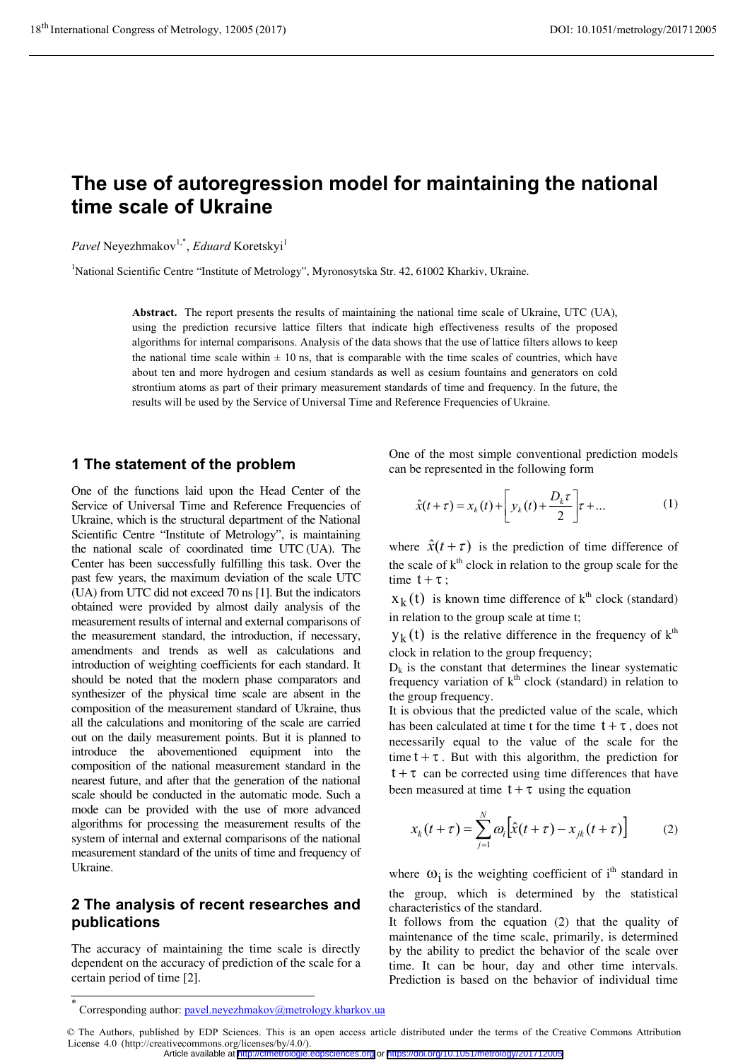# The use of autoregression model for maintaining the national time scale of Ukraine

*Pavel* Neyezhmakov[1,*], *Eduard* Koretskyi[1]

[1]National Scientific Centre "Institute of Metrology", Myronosytska Str. 42, 61002 Kharkiv, Ukraine.

**Abstract.** The report presents the results of maintaining the national time scale of Ukraine, UTC (UA), using the prediction recursive lattice filters that indicate high effectiveness results of the proposed algorithms for internal comparisons. Analysis of the data shows that the use of lattice filters allows to keep the national time scale within ± 10 ns, that is comparable with the time scales of countries, which have about ten and more hydrogen and cesium standards as well as cesium fountains and generators on cold strontium atoms as part of their primary measurement standards of time and frequency. In the future, the results will be used by the Service of Universal Time and Reference Frequencies of Ukraine.

## 1 The statement of the problem

One of the functions laid upon the Head Center of the Service of Universal Time and Reference Frequencies of Ukraine, which is the structural department of the National Scientific Centre "Institute of Metrology", is maintaining the national scale of coordinated time UTC (UA). The Center has been successfully fulfilling this task. Over the past few years, the maximum deviation of the scale UTC (UA) from UTC did not exceed 70 ns [1]. But the indicators obtained were provided by almost daily analysis of the measurement results of internal and external comparisons of the measurement standard, the introduction, if necessary, amendments and trends as well as calculations and introduction of weighting coefficients for each standard. It should be noted that the modern phase comparators and synthesizer of the physical time scale are absent in the composition of the measurement standard of Ukraine, thus all the calculations and monitoring of the scale are carried out on the daily measurement points. But it is planned to introduce the abovementioned equipment into the composition of the national measurement standard in the nearest future, and after that the generation of the national scale should be conducted in the automatic mode. Such a mode can be provided with the use of more advanced algorithms for processing the measurement results of the system of internal and external comparisons of the national measurement standard of the units of time and frequency of Ukraine.

## 2 The analysis of recent researches and publications

The accuracy of maintaining the time scale is directly dependent on the accuracy of prediction of the scale for a certain period of time [2].

One of the most simple conventional prediction models can be represented in the following form

$$\hat{x}(t+\tau) = x_k(t) + \left[ y_k(t) + \frac{D_k \tau}{2} \right] \tau + \ldots \tag{1}$$

where $\hat{x}(t+\tau)$ is the prediction of time difference of the scale of k[th] clock in relation to the group scale for the time $t+\tau$;

$x_k(t)$ is known time difference of k[th] clock (standard) in relation to the group scale at time t;

$y_k(t)$ is the relative difference in the frequency of k[th] clock in relation to the group frequency;

$D_k$ is the constant that determines the linear systematic frequency variation of k[th] clock (standard) in relation to the group frequency.

It is obvious that the predicted value of the scale, which has been calculated at time t for the time $t+\tau$, does not necessarily equal to the value of the scale for the time $t+\tau$. But with this algorithm, the prediction for $t+\tau$ can be corrected using time differences that have been measured at time $t+\tau$ using the equation

$$x_k(t+\tau) = \sum_{j=1}^{N} \omega_i \left[ \hat{x}(t+\tau) - x_{jk}(t+\tau) \right] \tag{2}$$

where $\omega_i$ is the weighting coefficient of i[th] standard in the group, which is determined by the statistical characteristics of the standard.

It follows from the equation (2) that the quality of maintenance of the time scale, primarily, is determined by the ability to predict the behavior of the scale over time. It can be hour, day and other time intervals. Prediction is based on the behavior of individual time

---

* Corresponding author: pavel.neyezhmakov@metrology.kharkov.ua

© The Authors, published by EDP Sciences. This is an open access article distributed under the terms of the Creative Commons Attribution License 4.0 (http://creativecommons.org/licenses/by/4.0/).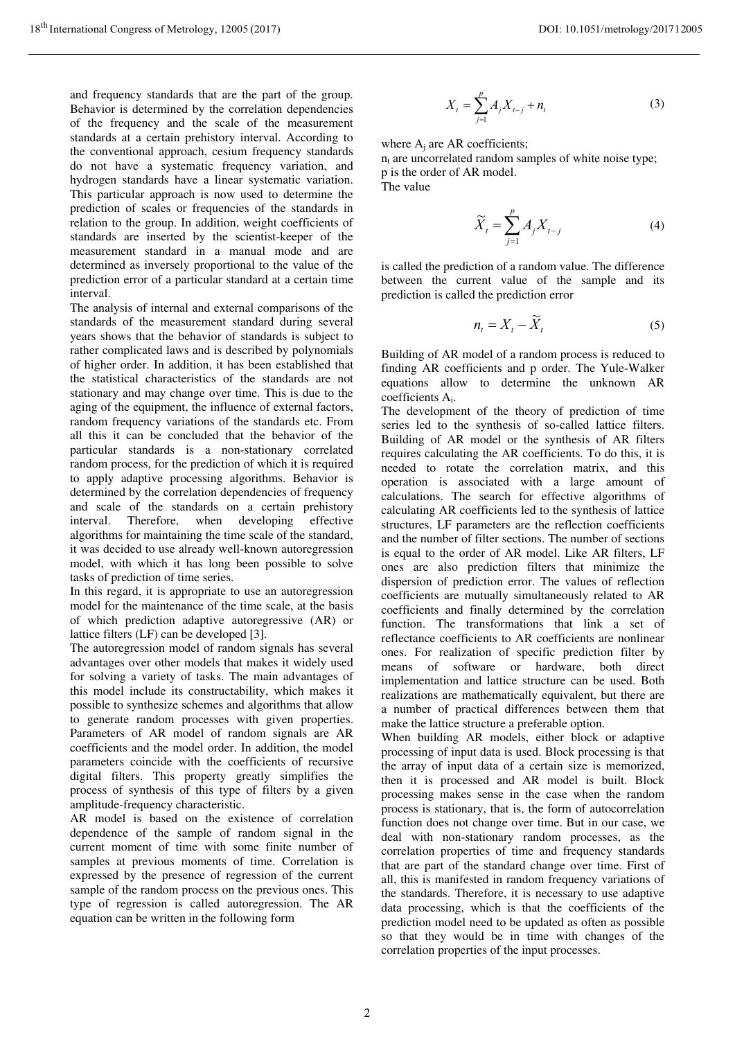and frequency standards that are the part of the group. Behavior is determined by the correlation dependencies of the frequency and the scale of the measurement standards at a certain prehistory interval. According to the conventional approach, cesium frequency standards do not have a systematic frequency variation, and hydrogen standards have a linear systematic variation. This particular approach is now used to determine the prediction of scales or frequencies of the standards in relation to the group. In addition, weight coefficients of standards are inserted by the scientist-keeper of the measurement standard in a manual mode and are determined as inversely proportional to the value of the prediction error of a particular standard at a certain time interval.

The analysis of internal and external comparisons of the standards of the measurement standard during several years shows that the behavior of standards is subject to rather complicated laws and is described by polynomials of higher order. In addition, it has been established that the statistical characteristics of the standards are not stationary and may change over time. This is due to the aging of the equipment, the influence of external factors, random frequency variations of the standards etc. From all this it can be concluded that the behavior of the particular standards is a non-stationary correlated random process, for the prediction of which it is required to apply adaptive processing algorithms. Behavior is determined by the correlation dependencies of frequency and scale of the standards on a certain prehistory interval. Therefore, when developing effective algorithms for maintaining the time scale of the standard, it was decided to use already well-known autoregression model, with which it has long been possible to solve tasks of prediction of time series.

In this regard, it is appropriate to use an autoregression model for the maintenance of the time scale, at the basis of which prediction adaptive autoregressive (AR) or lattice filters (LF) can be developed [3].

The autoregression model of random signals has several advantages over other models that makes it widely used for solving a variety of tasks. The main advantages of this model include its constructability, which makes it possible to synthesize schemes and algorithms that allow to generate random processes with given properties. Parameters of AR model of random signals are AR coefficients and the model order. In addition, the model parameters coincide with the coefficients of recursive digital filters. This property greatly simplifies the process of synthesis of this type of filters by a given amplitude-frequency characteristic.

AR model is based on the existence of correlation dependence of the sample of random signal in the current moment of time with some finite number of samples at previous moments of time. Correlation is expressed by the presence of regression of the current sample of the random process on the previous ones. This type of regression is called autoregression. The AR equation can be written in the following form

$$X_t = \sum_{j=1}^{p} A_j X_{t-j} + n_t \tag{3}$$

where $A_j$ are AR coefficients;

$n_t$ are uncorrelated random samples of white noise type;

p is the order of AR model.

The value

$$\widetilde{X}_t = \sum_{j=1}^{p} A_j X_{t-j} \tag{4}$$

is called the prediction of a random value. The difference between the current value of the sample and its prediction is called the prediction error

$$n_t = X_t - \widetilde{X}_t \tag{5}$$

Building of AR model of a random process is reduced to finding AR coefficients and p order. The Yule-Walker equations allow to determine the unknown AR coefficients $A_i$.

The development of the theory of prediction of time series led to the synthesis of so-called lattice filters. Building of AR model or the synthesis of AR filters requires calculating the AR coefficients. To do this, it is needed to rotate the correlation matrix, and this operation is associated with a large amount of calculations. The search for effective algorithms of calculating AR coefficients led to the synthesis of lattice structures. LF parameters are the reflection coefficients and the number of filter sections. The number of sections is equal to the order of AR model. Like AR filters, LF ones are also prediction filters that minimize the dispersion of prediction error. The values of reflection coefficients are mutually simultaneously related to AR coefficients and finally determined by the correlation function. The transformations that link a set of reflectance coefficients to AR coefficients are nonlinear ones. For realization of specific prediction filter by means of software or hardware, both direct implementation and lattice structure can be used. Both realizations are mathematically equivalent, but there are a number of practical differences between them that make the lattice structure a preferable option.

When building AR models, either block or adaptive processing of input data is used. Block processing is that the array of input data of a certain size is memorized, then it is processed and AR model is built. Block processing makes sense in the case when the random process is stationary, that is, the form of autocorrelation function does not change over time. But in our case, we deal with non-stationary random processes, as the correlation properties of time and frequency standards that are part of the standard change over time. First of all, this is manifested in random frequency variations of the standards. Therefore, it is necessary to use adaptive data processing, which is that the coefficients of the prediction model need to be updated as often as possible so that they would be in time with changes of the correlation properties of the input processes.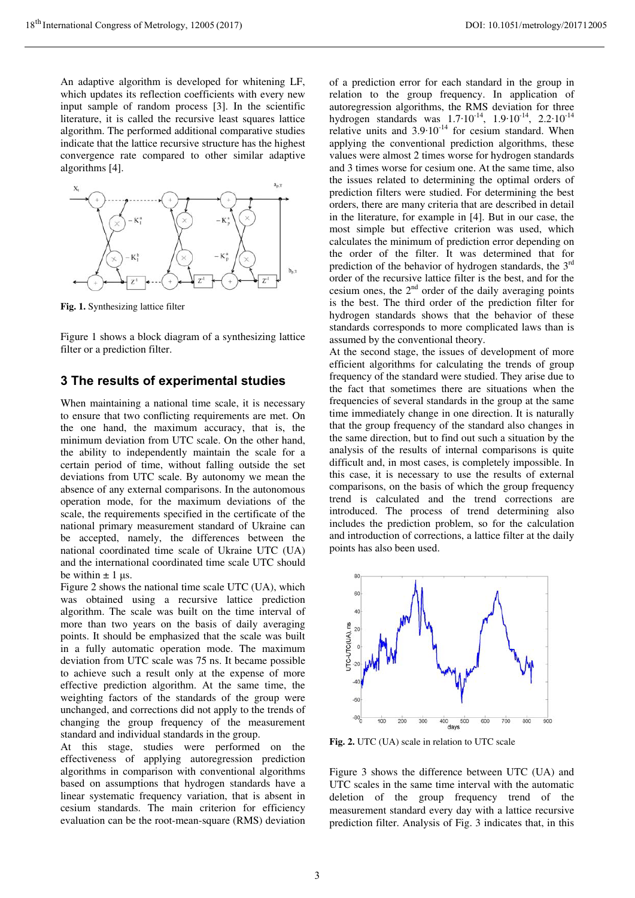An adaptive algorithm is developed for whitening LF, which updates its reflection coefficients with every new input sample of random process [3]. In the scientific literature, it is called the recursive least squares lattice algorithm. The performed additional comparative studies indicate that the lattice recursive structure has the highest convergence rate compared to other similar adaptive algorithms [4].

**Fig. 1.** Synthesizing lattice filter

Figure 1 shows a block diagram of a synthesizing lattice filter or a prediction filter.

## 3 The results of experimental studies

When maintaining a national time scale, it is necessary to ensure that two conflicting requirements are met. On the one hand, the maximum accuracy, that is, the minimum deviation from UTC scale. On the other hand, the ability to independently maintain the scale for a certain period of time, without falling outside the set deviations from UTC scale. By autonomy we mean the absence of any external comparisons. In the autonomous operation mode, for the maximum deviations of the scale, the requirements specified in the certificate of the national primary measurement standard of Ukraine can be accepted, namely, the differences between the national coordinated time scale of Ukraine UTC (UA) and the international coordinated time scale UTC should be within ± 1 μs.

Figure 2 shows the national time scale UTC (UA), which was obtained using a recursive lattice prediction algorithm. The scale was built on the time interval of more than two years on the basis of daily averaging points. It should be emphasized that the scale was built in a fully automatic operation mode. The maximum deviation from UTC scale was 75 ns. It became possible to achieve such a result only at the expense of more effective prediction algorithm. At the same time, the weighting factors of the standards of the group were unchanged, and corrections did not apply to the trends of changing the group frequency of the measurement standard and individual standards in the group.

At this stage, studies were performed on the effectiveness of applying autoregression prediction algorithms in comparison with conventional algorithms based on assumptions that hydrogen standards have a linear systematic frequency variation, that is absent in cesium standards. The main criterion for efficiency evaluation can be the root-mean-square (RMS) deviation of a prediction error for each standard in the group in relation to the group frequency. In application of autoregression algorithms, the RMS deviation for three hydrogen standards was $1.7 \cdot 10^{-14}$, $1.9 \cdot 10^{-14}$, $2.2 \cdot 10^{-14}$ relative units and $3.9 \cdot 10^{-14}$ for cesium standard. When applying the conventional prediction algorithms, these values were almost 2 times worse for hydrogen standards and 3 times worse for cesium one. At the same time, also the issues related to determining the optimal orders of prediction filters were studied. For determining the best orders, there are many criteria that are described in detail in the literature, for example in [4]. But in our case, the most simple but effective criterion was used, which calculates the minimum of prediction error depending on the order of the filter. It was determined that for prediction of the behavior of hydrogen standards, the 3[rd] order of the recursive lattice filter is the best, and for the cesium ones, the 2[nd] order of the daily averaging points is the best. The third order of the prediction filter for hydrogen standards shows that the behavior of these standards corresponds to more complicated laws than is assumed by the conventional theory.

At the second stage, the issues of development of more efficient algorithms for calculating the trends of group frequency of the standard were studied. They arise due to the fact that sometimes there are situations when the frequencies of several standards in the group at the same time immediately change in one direction. It is naturally that the group frequency of the standard also changes in the same direction, but to find out such a situation by the analysis of the results of internal comparisons is quite difficult and, in most cases, is completely impossible. In this case, it is necessary to use the results of external comparisons, on the basis of which the group frequency trend is calculated and the trend corrections are introduced. The process of trend determining also includes the prediction problem, so for the calculation and introduction of corrections, a lattice filter at the daily points has also been used.

**Fig. 2.** UTC (UA) scale in relation to UTC scale

Figure 3 shows the difference between UTC (UA) and UTC scales in the same time interval with the automatic deletion of the group frequency trend of the measurement standard every day with a lattice recursive prediction filter. Analysis of Fig. 3 indicates that, in this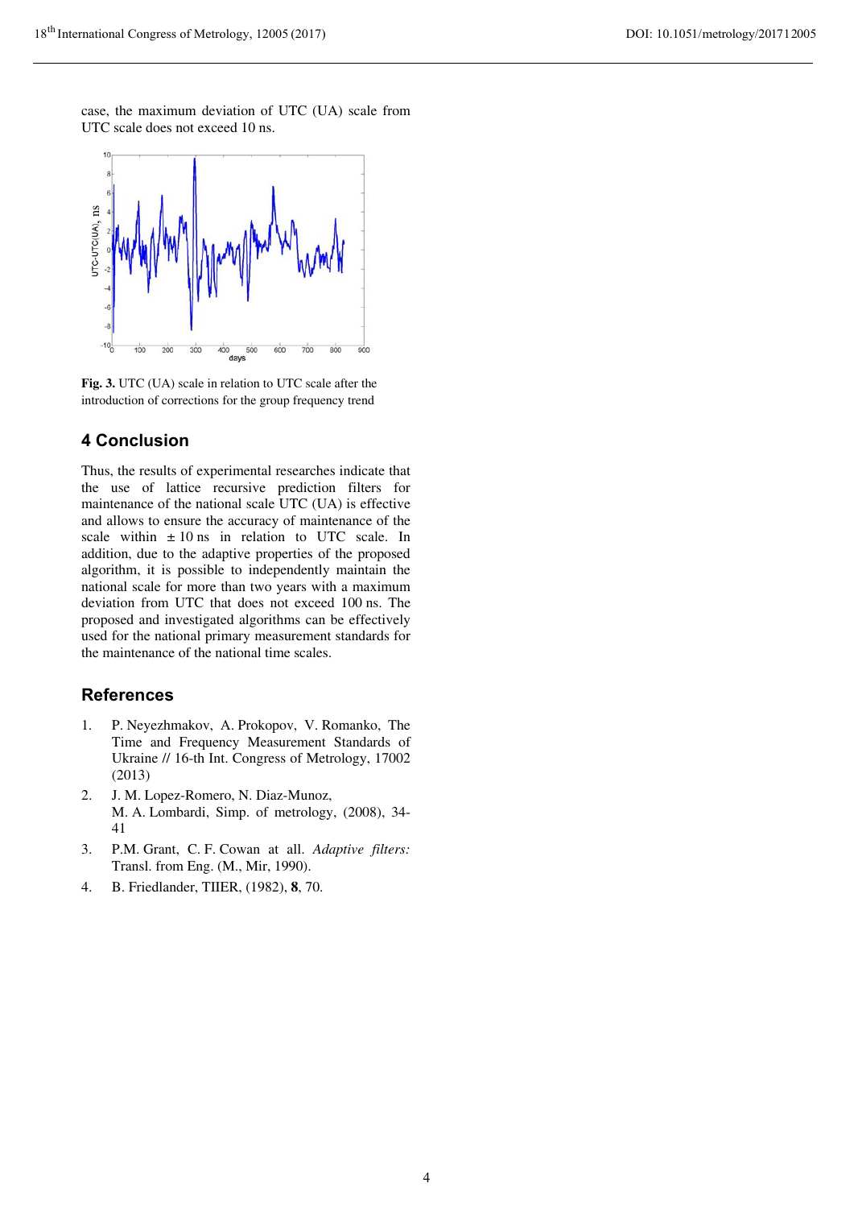case, the maximum deviation of UTC (UA) scale from UTC scale does not exceed 10 ns.

UTC-UTC(UA), ns

10
8
6
4
2
0
-2
-4
-6
-8
-10

0 100 200 300 400 500 600 700 800 900

days

**Fig. 3.** UTC (UA) scale in relation to UTC scale after the introduction of corrections for the group frequency trend

## 4 Conclusion

Thus, the results of experimental researches indicate that the use of lattice recursive prediction filters for maintenance of the national scale UTC (UA) is effective and allows to ensure the accuracy of maintenance of the scale within ± 10 ns in relation to UTC scale. In addition, due to the adaptive properties of the proposed algorithm, it is possible to independently maintain the national scale for more than two years with a maximum deviation from UTC that does not exceed 100 ns. The proposed and investigated algorithms can be effectively used for the national primary measurement standards for the maintenance of the national time scales.

## References

1. P. Neyezhmakov, A. Prokopov, V. Romanko, The Time and Frequency Measurement Standards of Ukraine // 16-th Int. Congress of Metrology, 17002 (2013)
2. J. M. Lopez-Romero, N. Diaz-Munoz, M. A. Lombardi, Simp. of metrology, (2008), 34-41
3. P.M. Grant, C. F. Cowan at all. *Adaptive filters:* Transl. from Eng. (M., Mir, 1990).
4. B. Friedlander, TIIER, (1982), **8**, 70.